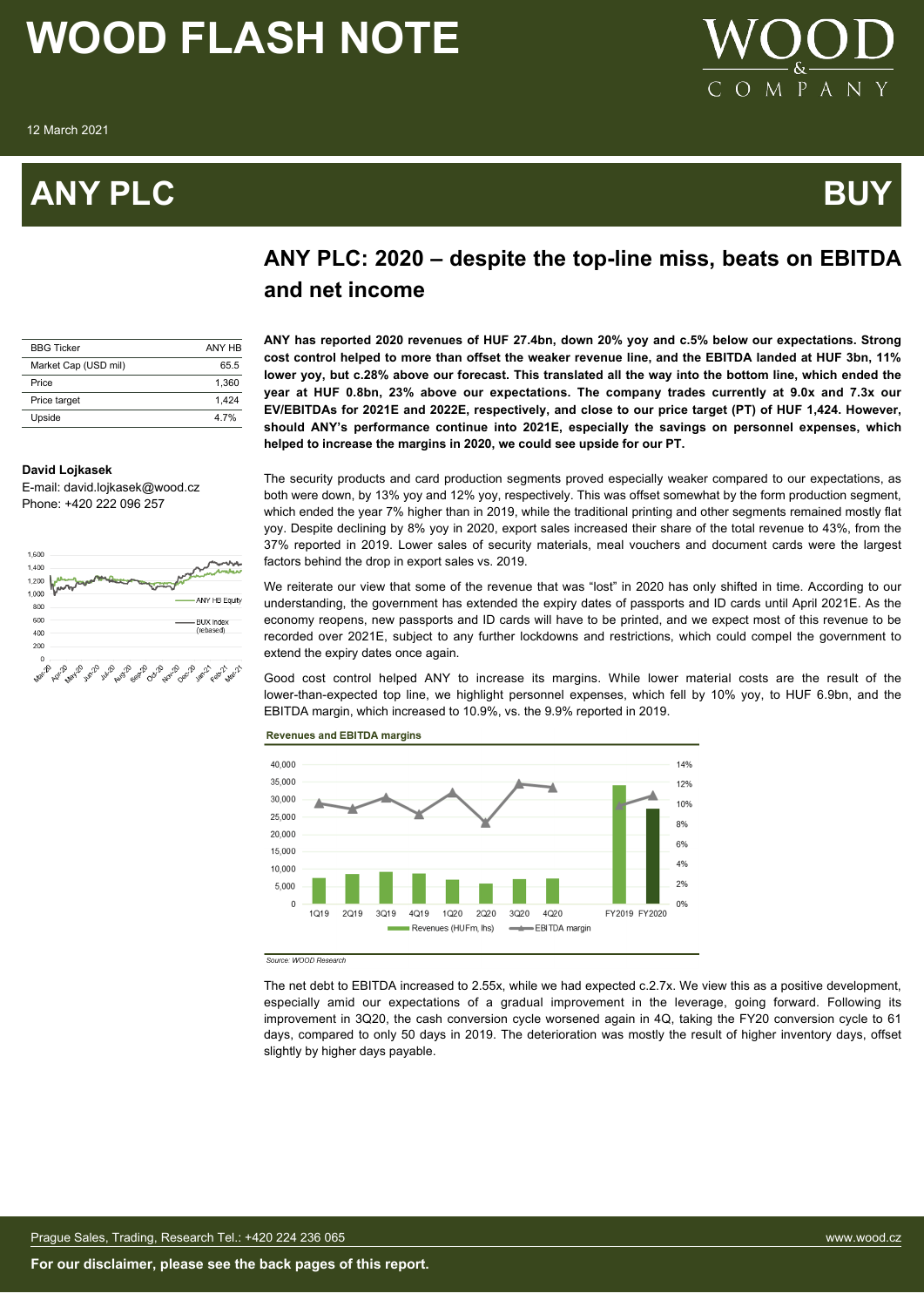# WOOD FLASH NOTE

12 March 2021

# ANY PLC

# BUY

## ANY PLC: 2020 – despite the top-line miss, beats on EBITDA and net income

| BBG Ticker | ANY HB |
|---|---|
| Market Cap (USD mil) | 65.5 |
| Price | 1,360 |
| Price target | 1,424 |
| Upside | 4.7% |

**David Lojkasek**
E-mail: david.lojkasek@wood.cz
Phone: +420 222 096 257

**ANY has reported 2020 revenues of HUF 27.4bn, down 20% yoy and c.5% below our expectations. Strong cost control helped to more than offset the weaker revenue line, and the EBITDA landed at HUF 3bn, 11% lower yoy, but c.28% above our forecast. This translated all the way into the bottom line, which ended the year at HUF 0.8bn, 23% above our expectations. The company trades currently at 9.0x and 7.3x our EV/EBITDAs for 2021E and 2022E, respectively, and close to our price target (PT) of HUF 1,424. However, should ANY's performance continue into 2021E, especially the savings on personnel expenses, which helped to increase the margins in 2020, we could see upside for our PT.**

The security products and card production segments proved especially weaker compared to our expectations, as both were down, by 13% yoy and 12% yoy, respectively. This was offset somewhat by the form production segment, which ended the year 7% higher than in 2019, while the traditional printing and other segments remained mostly flat yoy. Despite declining by 8% yoy in 2020, export sales increased their share of the total revenue to 43%, from the 37% reported in 2019. Lower sales of security materials, meal vouchers and document cards were the largest factors behind the drop in export sales vs. 2019.

We reiterate our view that some of the revenue that was "lost" in 2020 has only shifted in time. According to our understanding, the government has extended the expiry dates of passports and ID cards until April 2021E. As the economy reopens, new passports and ID cards will have to be printed, and we expect most of this revenue to be recorded over 2021E, subject to any further lockdowns and restrictions, which could compel the government to extend the expiry dates once again.

Good cost control helped ANY to increase its margins. While lower material costs are the result of the lower-than-expected top line, we highlight personnel expenses, which fell by 10% yoy, to HUF 6.9bn, and the EBITDA margin, which increased to 10.9%, vs. the 9.9% reported in 2019.

**Revenues and EBITDA margins**

*Source: WOOD Research*

The net debt to EBITDA increased to 2.55x, while we had expected c.2.7x. We view this as a positive development, especially amid our expectations of a gradual improvement in the leverage, going forward. Following its improvement in 3Q20, the cash conversion cycle worsened again in 4Q, taking the FY20 conversion cycle to 61 days, compared to only 50 days in 2019. The deterioration was mostly the result of higher inventory days, offset slightly by higher days payable.

Prague Sales, Trading, Research Tel.: +420 224 236 065 www.wood.cz

**For our disclaimer, please see the back pages of this report.**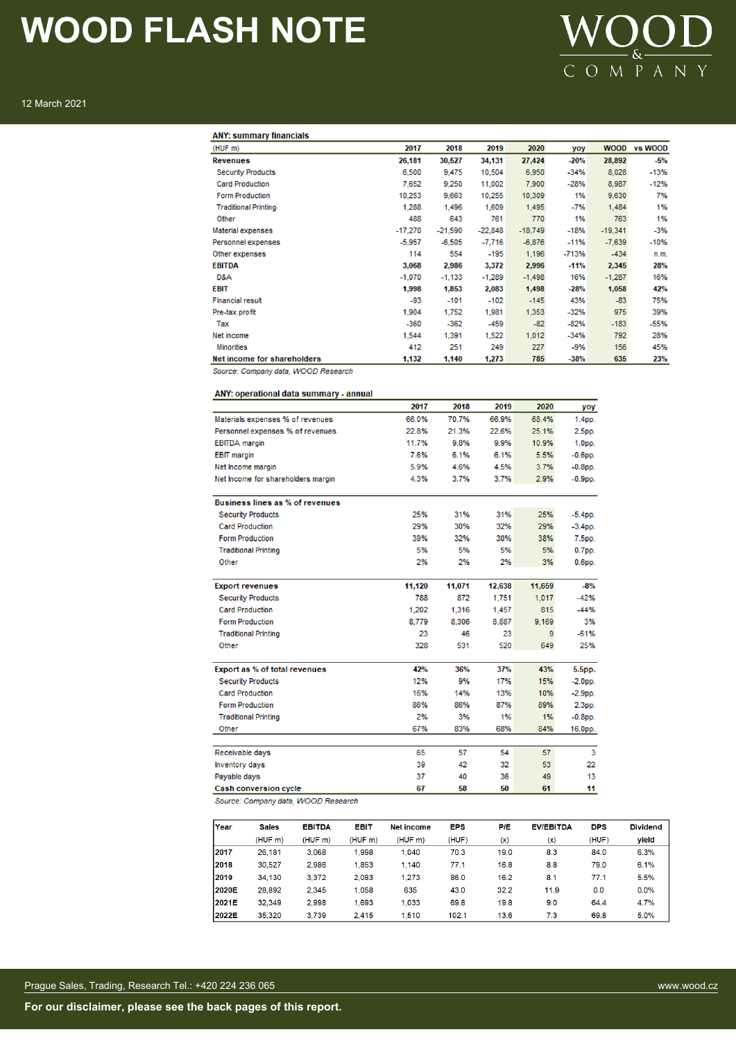# WOOD FLASH NOTE

12 March 2021

**ANY: summary financials**

| (HUF m) | 2017 | 2018 | 2019 | 2020 | yoy | WOOD | vs WOOD |
|---|---|---|---|---|---|---|---|
| **Revenues** | **26,181** | **30,527** | **34,131** | **27,424** | **-20%** | **28,892** | **-5%** |
| Security Products | 6,500 | 9,475 | 10,504 | 6,950 | -34% | 8,028 | -13% |
| Card Production | 7,652 | 9,250 | 11,002 | 7,900 | -28% | 8,987 | -12% |
| Form Production | 10,253 | 9,663 | 10,255 | 10,309 | 1% | 9,630 | 7% |
| Traditional Printing | 1,288 | 1,496 | 1,609 | 1,495 | -7% | 1,484 | 1% |
| Other | 488 | 643 | 761 | 770 | 1% | 763 | 1% |
| Material expenses | -17,270 | -21,590 | -22,848 | -18,749 | -18% | -19,341 | -3% |
| Personnel expenses | -5,957 | -6,505 | -7,716 | -6,876 | -11% | -7,639 | -10% |
| Other expenses | 114 | 554 | -195 | 1,196 | -713% | -434 | n.m. |
| **EBITDA** | **3,068** | **2,986** | **3,372** | **2,996** | **-11%** | **2,345** | **28%** |
| D&A | -1,070 | -1,133 | -1,289 | -1,498 | 16% | -1,287 | 16% |
| **EBIT** | **1,998** | **1,853** | **2,083** | **1,498** | **-28%** | **1,058** | **42%** |
| Financial result | -93 | -101 | -102 | -145 | 43% | -83 | 75% |
| Pre-tax profit | 1,904 | 1,752 | 1,981 | 1,353 | -32% | 975 | 39% |
| Tax | -360 | -362 | -459 | -82 | -82% | -183 | -55% |
| Net income | 1,544 | 1,391 | 1,522 | 1,012 | -34% | 792 | 28% |
| Minorities | 412 | 251 | 249 | 227 | -9% | 156 | 45% |
| **Net income for shareholders** | **1,132** | **1,140** | **1,273** | **785** | **-38%** | **635** | **23%** |

*Source: Company data, WOOD Research*

**ANY: operational data summary - annual**

| | 2017 | 2018 | 2019 | 2020 | yoy |
|---|---|---|---|---|---|
| Materials expenses % of revenues | 66.0% | 70.7% | 66.9% | 68.4% | 1.4pp. |
| Personnel expenses % of revenues | 22.8% | 21.3% | 22.6% | 25.1% | 2.5pp. |
| EBITDA margin | 11.7% | 9.8% | 9.9% | 10.9% | 1.0pp. |
| EBIT margin | 7.6% | 6.1% | 6.1% | 5.5% | -0.6pp. |
| Net Income margin | 5.9% | 4.6% | 4.5% | 3.7% | -0.8pp. |
| Net Income for shareholders margin | 4.3% | 3.7% | 3.7% | 2.9% | -0.9pp. |
| **Business lines as % of revenues** | | | | | |
| Security Products | 25% | 31% | 31% | 25% | -5.4pp. |
| Card Production | 29% | 30% | 32% | 29% | -3.4pp. |
| Form Production | 39% | 32% | 30% | 38% | 7.5pp. |
| Traditional Printing | 5% | 5% | 5% | 5% | 0.7pp. |
| Other | 2% | 2% | 2% | 3% | 0.6pp. |
| **Export revenues** | **11,120** | **11,071** | **12,638** | **11,659** | **-8%** |
| Security Products | 788 | 872 | 1,751 | 1,017 | -42% |
| Card Production | 1,202 | 1,316 | 1,457 | 815 | -44% |
| Form Production | 8,779 | 8,306 | 8,887 | 9,169 | 3% |
| Traditional Printing | 23 | 46 | 23 | 9 | -61% |
| Other | 328 | 531 | 520 | 649 | 25% |
| **Export as % of total revenues** | **42%** | **36%** | **37%** | **43%** | **5.5pp.** |
| Security Products | 12% | 9% | 17% | 15% | -2.0pp. |
| Card Production | 16% | 14% | 13% | 10% | -2.9pp. |
| Form Production | 86% | 86% | 87% | 89% | 2.3pp. |
| Traditional Printing | 2% | 3% | 1% | 1% | -0.8pp. |
| Other | 67% | 83% | 68% | 84% | 16.0pp. |
| Receivable days | 65 | 57 | 54 | 57 | 3 |
| Inventory days | 39 | 42 | 32 | 53 | 22 |
| Payable days | 37 | 40 | 36 | 49 | 13 |
| **Cash conversion cycle** | **67** | **58** | **50** | **61** | **11** |

*Source: Company data, WOOD Research*

| Year | Sales (HUF m) | EBITDA (HUF m) | EBIT (HUF m) | Net income (HUF m) | EPS (HUF) | P/E (x) | EV/EBITDA (x) | DPS (HUF) | Dividend yield |
|---|---|---|---|---|---|---|---|---|---|
| 2017 | 26,181 | 3,068 | 1,998 | 1,040 | 70.3 | 19.0 | 8.3 | 84.0 | 6.3% |
| 2018 | 30,527 | 2,986 | 1,853 | 1,140 | 77.1 | 16.8 | 8.8 | 79.0 | 6.1% |
| 2019 | 34,130 | 3,372 | 2,083 | 1,273 | 86.0 | 16.2 | 8.1 | 77.1 | 5.5% |
| 2020E | 28,892 | 2,345 | 1,058 | 635 | 43.0 | 32.2 | 11.9 | 0.0 | 0.0% |
| 2021E | 32,349 | 2,998 | 1,693 | 1,033 | 69.8 | 19.8 | 9.0 | 64.4 | 4.7% |
| 2022E | 35,320 | 3,739 | 2,415 | 1,510 | 102.1 | 13.6 | 7.3 | 69.8 | 5.0% |

Prague Sales, Trading, Research Tel.: +420 224 236 065 www.wood.cz

**For our disclaimer, please see the back pages of this report.**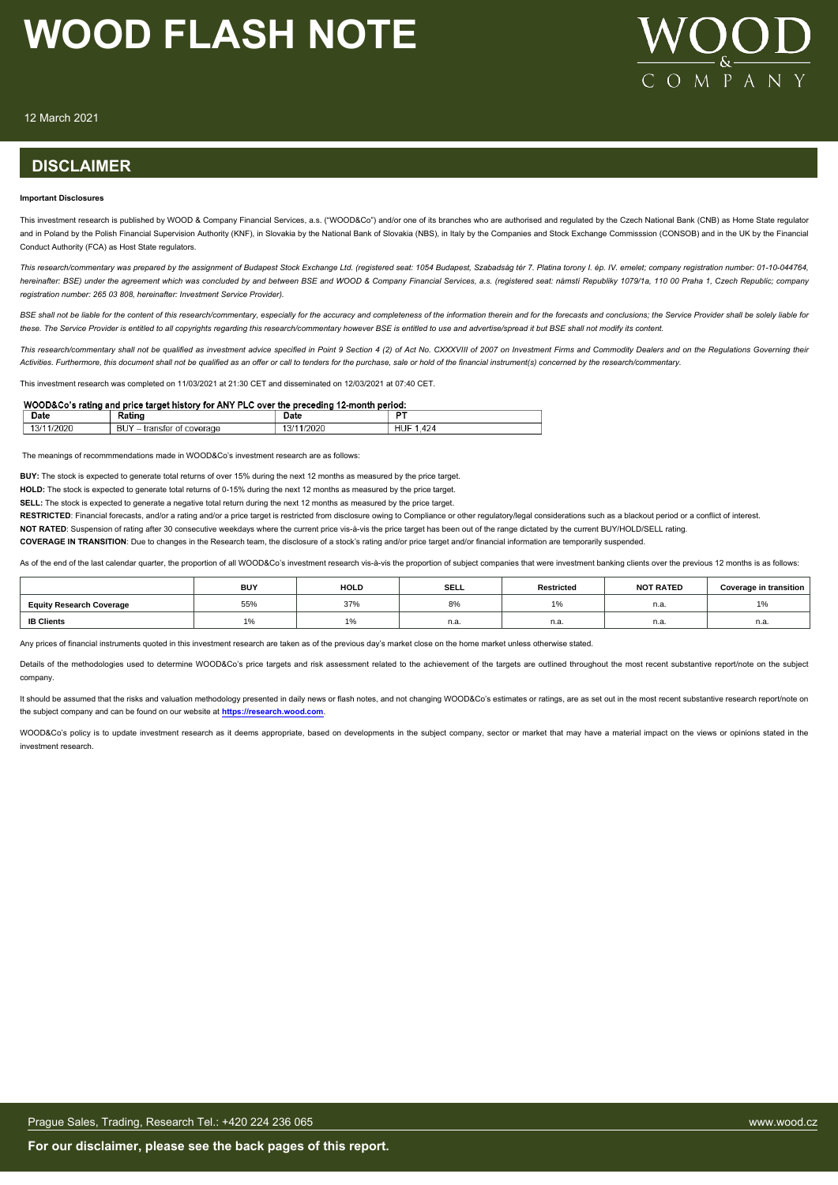## DISCLAIMER

**Important Disclosures**

This investment research is published by WOOD & Company Financial Services, a.s. ("WOOD&Co") and/or one of its branches who are authorised and regulated by the Czech National Bank (CNB) as Home State regulator and in Poland by the Polish Financial Supervision Authority (KNF), in Slovakia by the National Bank of Slovakia (NBS), in Italy by the Companies and Stock Exchange Commisssion (CONSOB) and in the UK by the Financial Conduct Authority (FCA) as Host State regulators.

*This research/commentary was prepared by the assignment of Budapest Stock Exchange Ltd. (registered seat: 1054 Budapest, Szabadság tér 7. Platina torony I. ép. IV. emelet; company registration number: 01-10-044764, hereinafter: BSE) under the agreement which was concluded by and between BSE and WOOD & Company Financial Services, a.s. (registered seat: námstí Republiky 1079/1a, 110 00 Praha 1, Czech Republic; company registration number: 265 03 808, hereinafter: Investment Service Provider).*

*BSE shall not be liable for the content of this research/commentary, especially for the accuracy and completeness of the information therein and for the forecasts and conclusions; the Service Provider shall be solely liable for these. The Service Provider is entitled to all copyrights regarding this research/commentary however BSE is entitled to use and advertise/spread it but BSE shall not modify its content.*

*This research/commentary shall not be qualified as investment advice specified in Point 9 Section 4 (2) of Act No. CXXXVIII of 2007 on Investment Firms and Commodity Dealers and on the Regulations Governing their Activities. Furthermore, this document shall not be qualified as an offer or call to tenders for the purchase, sale or hold of the financial instrument(s) concerned by the research/commentary.*

This investment research was completed on 11/03/2021 at 21:30 CET and disseminated on 12/03/2021 at 07:40 CET.

**WOOD&Co's rating and price target history for ANY PLC over the preceding 12-month period:**

| Date | Rating | Date | PT |
|---|---|---|---|
| 13/11/2020 | BUY – transfer of coverage | 13/11/2020 | HUF 1,424 |

The meanings of recommmendations made in WOOD&Co's investment research are as follows:

**BUY:** The stock is expected to generate total returns of over 15% during the next 12 months as measured by the price target.

**HOLD:** The stock is expected to generate total returns of 0-15% during the next 12 months as measured by the price target.

**SELL:** The stock is expected to generate a negative total return during the next 12 months as measured by the price target.

**RESTRICTED**: Financial forecasts, and/or a rating and/or a price target is restricted from disclosure owing to Compliance or other regulatory/legal considerations such as a blackout period or a conflict of interest.

**NOT RATED**: Suspension of rating after 30 consecutive weekdays where the current price vis-à-vis the price target has been out of the range dictated by the current BUY/HOLD/SELL rating.

**COVERAGE IN TRANSITION**: Due to changes in the Research team, the disclosure of a stock's rating and/or price target and/or financial information are temporarily suspended.

As of the end of the last calendar quarter, the proportion of all WOOD&Co's investment research vis-à-vis the proportion of subject companies that were investment banking clients over the previous 12 months is as follows:

| | BUY | HOLD | SELL | Restricted | NOT RATED | Coverage in transition |
|---|---|---|---|---|---|---|
| **Equity Research Coverage** | 55% | 37% | 8% | 1% | n.a. | 1% |
| **IB Clients** | 1% | 1% | n.a. | n.a. | n.a. | n.a. |

Any prices of financial instruments quoted in this investment research are taken as of the previous day's market close on the home market unless otherwise stated.

Details of the methodologies used to determine WOOD&Co's price targets and risk assessment related to the achievement of the targets are outlined throughout the most recent substantive report/note on the subject company.

It should be assumed that the risks and valuation methodology presented in daily news or flash notes, and not changing WOOD&Co's estimates or ratings, are as set out in the most recent substantive research report/note on the subject company and can be found on our website at **https://research.wood.com**.

WOOD&Co's policy is to update investment research as it deems appropriate, based on developments in the subject company, sector or market that may have a material impact on the views or opinions stated in the investment research.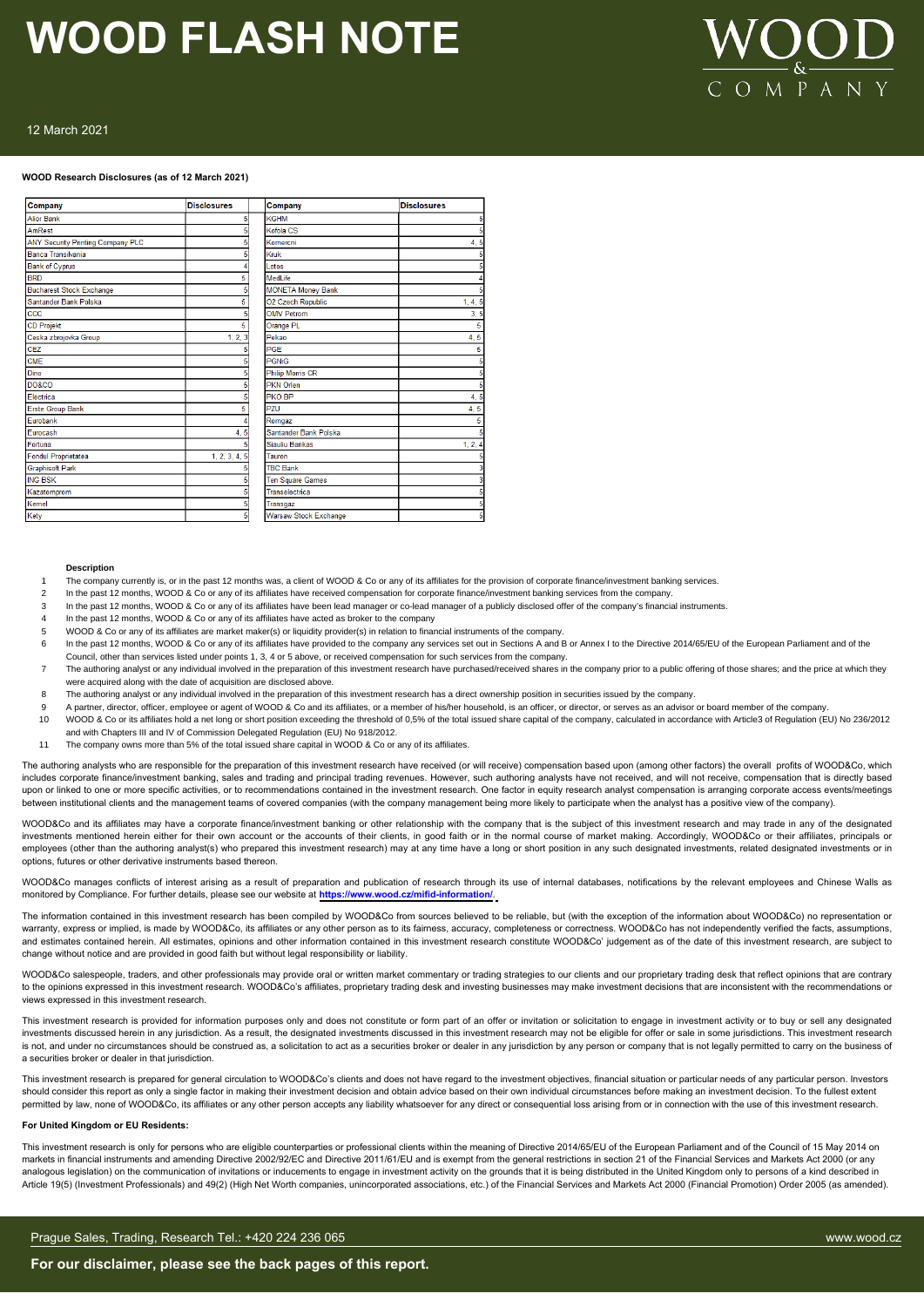# WOOD FLASH NOTE

12 March 2021

**WOOD Research Disclosures (as of 12 March 2021)**

| Company | Disclosures | Company | Disclosures |
|---|---|---|---|
| Alior Bank | 5 | KGHM | 5 |
| AmRest | 5 | Kofola CS | 5 |
| ANY Security Printing Company PLC | 5 | Komercni | 4, 5 |
| Banca Transilvania | 5 | Kruk | 5 |
| Bank of Cyprus | 4 | Lotos | 5 |
| BRD | 5 | MedLife | 4 |
| Bucharest Stock Exchange | 5 | MONETA Money Bank | 5 |
| Santander Bank Polska | 5 | O2 Czech Republic | 1, 4, 5 |
| CCC | 5 | OMV Petrom | 3, 5 |
| CD Projekt | 5 | Orange PL | 5 |
| Ceska zbrojovka Group | 1, 2, 3 | Pekao | 4, 5 |
| CEZ | 5 | PGE | 5 |
| CME | 5 | PGNiG | 5 |
| Dino | 5 | Philip Morris CR | 5 |
| DO&CO | 5 | PKN Orlen | 5 |
| Electrica | 5 | PKO BP | 4, 5 |
| Erste Group Bank | 5 | PZU | 4, 5 |
| Eurobank | 4 | Romgaz | 5 |
| Eurocash | 4, 5 | Santander Bank Polska | 5 |
| Fortuna | 5 | Siauliu Bankas | 1, 2, 4 |
| Fondul Proprietatea | 1, 2, 3, 4, 5 | Tauron | 5 |
| Graphisoft Park | 5 | TBC Bank | 3 |
| ING BSK | 5 | Ten Square Games | 3 |
| Kazatomprom | 5 | Transelectrica | 5 |
| Kernel | 5 | Transgaz | 5 |
| Kety | 5 | Warsaw Stock Exchange | 5 |

**Description**

1. The company currently is, or in the past 12 months was, a client of WOOD & Co or any of its affiliates for the provision of corporate finance/investment banking services.
2. In the past 12 months, WOOD & Co or any of its affiliates have received compensation for corporate finance/investment banking services from the company.
3. In the past 12 months, WOOD & Co or any of its affiliates have been lead manager or co-lead manager of a publicly disclosed offer of the company's financial instruments.
4. In the past 12 months, WOOD & Co or any of its affiliates have acted as broker to the company
5. WOOD & Co or any of its affiliates are market maker(s) or liquidity provider(s) in relation to financial instruments of the company.
6. In the past 12 months, WOOD & Co or any of its affiliates have provided to the company any services set out in Sections A and B or Annex I to the Directive 2014/65/EU of the European Parliament and of the Council, other than services listed under points 1, 3, 4 or 5 above, or received compensation for such services from the company.
7. The authoring analyst or any individual involved in the preparation of this investment research have purchased/received shares in the company prior to a public offering of those shares; and the price at which they were acquired along with the date of acquisition are disclosed above.
8. The authoring analyst or any individual involved in the preparation of this investment research has a direct ownership position in securities issued by the company.
9. A partner, director, officer, employee or agent of WOOD & Co and its affiliates, or a member of his/her household, is an officer, or director, or serves as an advisor or board member of the company.
10. WOOD & Co or its affiliates hold a net long or short position exceeding the threshold of 0,5% of the total issued share capital of the company, calculated in accordance with Article3 of Regulation (EU) No 236/2012 and with Chapters III and IV of Commission Delegated Regulation (EU) No 918/2012.
11. The company owns more than 5% of the total issued share capital in WOOD & Co or any of its affiliates.

The authoring analysts who are responsible for the preparation of this investment research have received (or will receive) compensation based upon (among other factors) the overall profits of WOOD&Co, which includes corporate finance/investment banking, sales and trading and principal trading revenues. However, such authoring analysts have not received, and will not receive, compensation that is directly based upon or linked to one or more specific activities, or to recommendations contained in the investment research. One factor in equity research analyst compensation is arranging corporate access events/meetings between institutional clients and the management teams of covered companies (with the company management being more likely to participate when the analyst has a positive view of the company).

WOOD&Co and its affiliates may have a corporate finance/investment banking or other relationship with the company that is the subject of this investment research and may trade in any of the designated investments mentioned herein either for their own account or the accounts of their clients, in good faith or in the normal course of market making. Accordingly, WOOD&Co or their affiliates, principals or employees (other than the authoring analyst(s) who prepared this investment research) may at any time have a long or short position in any such designated investments, related designated investments or in options, futures or other derivative instruments based thereon.

WOOD&Co manages conflicts of interest arising as a result of preparation and publication of research through its use of internal databases, notifications by the relevant employees and Chinese Walls as monitored by Compliance. For further details, please see our website at **https://www.wood.cz/mifid-information/**.

The information contained in this investment research has been compiled by WOOD&Co from sources believed to be reliable, but (with the exception of the information about WOOD&Co) no representation or warranty, express or implied, is made by WOOD&Co, its affiliates or any other person as to its fairness, accuracy, completeness or correctness. WOOD&Co has not independently verified the facts, assumptions, and estimates contained herein. All estimates, opinions and other information contained in this investment research constitute WOOD&Co' judgement as of the date of this investment research, are subject to change without notice and are provided in good faith but without legal responsibility or liability.

WOOD&Co salespeople, traders, and other professionals may provide oral or written market commentary or trading strategies to our clients and our proprietary trading desk that reflect opinions that are contrary to the opinions expressed in this investment research. WOOD&Co's affiliates, proprietary trading desk and investing businesses may make investment decisions that are inconsistent with the recommendations or views expressed in this investment research.

This investment research is provided for information purposes only and does not constitute or form part of an offer or invitation or solicitation to engage in investment activity or to buy or sell any designated investments discussed herein in any jurisdiction. As a result, the designated investments discussed in this investment research may not be eligible for offer or sale in some jurisdictions. This investment research is not, and under no circumstances should be construed as, a solicitation to act as a securities broker or dealer in any jurisdiction by any person or company that is not legally permitted to carry on the business of a securities broker or dealer in that jurisdiction.

This investment research is prepared for general circulation to WOOD&Co's clients and does not have regard to the investment objectives, financial situation or particular needs of any particular person. Investors should consider this report as only a single factor in making their investment decision and obtain advice based on their own individual circumstances before making an investment decision. To the fullest extent permitted by law, none of WOOD&Co, its affiliates or any other person accepts any liability whatsoever for any direct or consequential loss arising from or in connection with the use of this investment research.

**For United Kingdom or EU Residents:**

This investment research is only for persons who are eligible counterparties or professional clients within the meaning of Directive 2014/65/EU of the European Parliament and of the Council of 15 May 2014 on markets in financial instruments and amending Directive 2002/92/EC and Directive 2011/61/EU and is exempt from the general restrictions in section 21 of the Financial Services and Markets Act 2000 (or any analogous legislation) on the communication of invitations or inducements to engage in investment activity on the grounds that it is being distributed in the United Kingdom only to persons of a kind described in Article 19(5) (Investment Professionals) and 49(2) (High Net Worth companies, unincorporated associations, etc.) of the Financial Services and Markets Act 2000 (Financial Promotion) Order 2005 (as amended).

Prague Sales, Trading, Research Tel.: +420 224 236 065 www.wood.cz

**For our disclaimer, please see the back pages of this report.**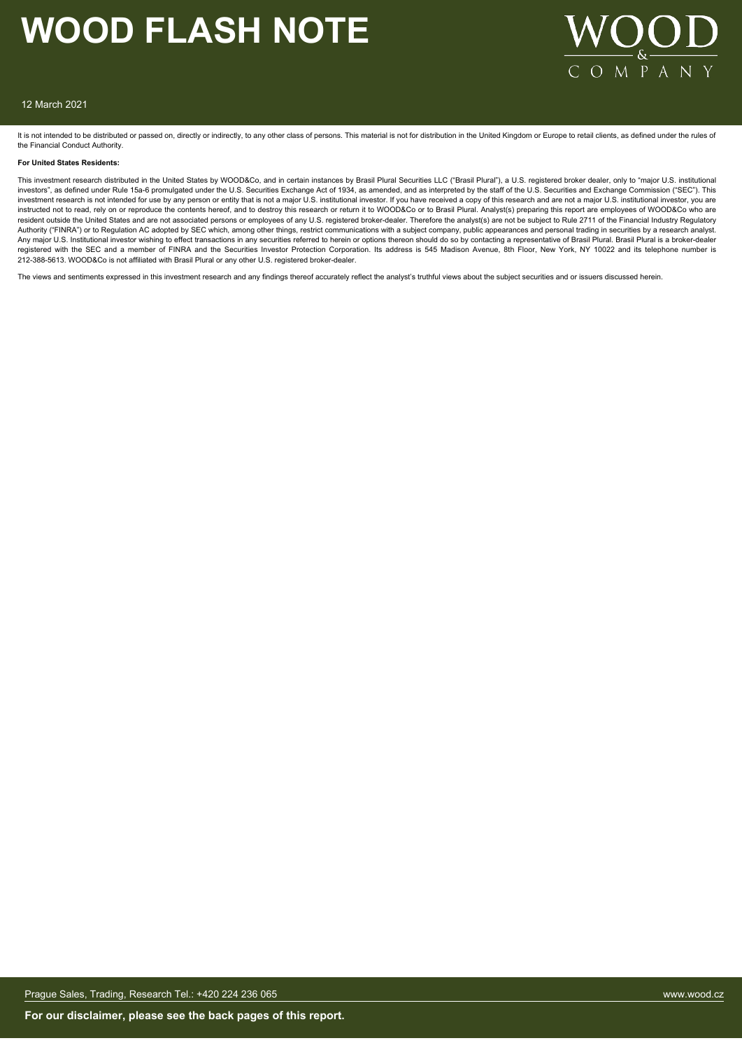It is not intended to be distributed or passed on, directly or indirectly, to any other class of persons. This material is not for distribution in the United Kingdom or Europe to retail clients, as defined under the rules of the Financial Conduct Authority.

**For United States Residents:**

This investment research distributed in the United States by WOOD&Co, and in certain instances by Brasil Plural Securities LLC ("Brasil Plural"), a U.S. registered broker dealer, only to "major U.S. institutional investors", as defined under Rule 15a-6 promulgated under the U.S. Securities Exchange Act of 1934, as amended, and as interpreted by the staff of the U.S. Securities and Exchange Commission ("SEC"). This investment research is not intended for use by any person or entity that is not a major U.S. institutional investor. If you have received a copy of this research and are not a major U.S. institutional investor, you are instructed not to read, rely on or reproduce the contents hereof, and to destroy this research or return it to WOOD&Co or to Brasil Plural. Analyst(s) preparing this report are employees of WOOD&Co who are resident outside the United States and are not associated persons or employees of any U.S. registered broker-dealer. Therefore the analyst(s) are not be subject to Rule 2711 of the Financial Industry Regulatory Authority ("FINRA") or to Regulation AC adopted by SEC which, among other things, restrict communications with a subject company, public appearances and personal trading in securities by a research analyst. Any major U.S. Institutional investor wishing to effect transactions in any securities referred to herein or options thereon should do so by contacting a representative of Brasil Plural. Brasil Plural is a broker-dealer registered with the SEC and a member of FINRA and the Securities Investor Protection Corporation. Its address is 545 Madison Avenue, 8th Floor, New York, NY 10022 and its telephone number is 212-388-5613. WOOD&Co is not affiliated with Brasil Plural or any other U.S. registered broker-dealer.

The views and sentiments expressed in this investment research and any findings thereof accurately reflect the analyst's truthful views about the subject securities and or issuers discussed herein.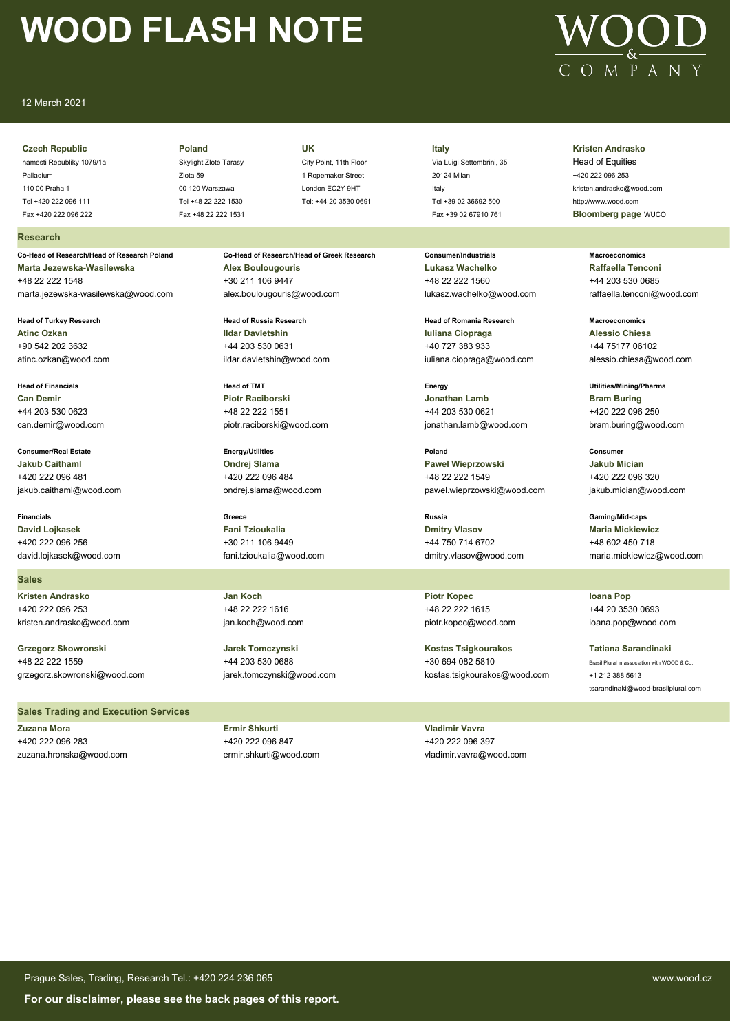# WOOD FLASH NOTE

12 March 2021

**Czech Republic**
namesti Republiky 1079/1a
Palladium
110 00 Praha 1
Tel +420 222 096 111
Fax +420 222 096 222

**Poland**
Skylight Zlote Tarasy
Zlota 59
00 120 Warszawa
Tel +48 22 222 1530
Fax +48 22 222 1531

**UK**
City Point, 11th Floor
1 Ropemaker Street
London EC2Y 9HT
Tel: +44 20 3530 0691

**Italy**
Via Luigi Settembrini, 35
20124 Milan
Italy
Tel +39 02 36692 500
Fax +39 02 67910 761

**Kristen Andrasko**
Head of Equities
+420 222 096 253
kristen.andrasko@wood.com
http://www.wood.com
**Bloomberg page** WUCO

## Research

**Co-Head of Research/Head of Research Poland**
**Marta Jezewska-Wasilewska**
+48 22 222 1548
marta.jezewska-wasilewska@wood.com

**Co-Head of Research/Head of Greek Research**
**Alex Boulougouris**
+30 211 106 9447
alex.boulougouris@wood.com

**Consumer/Industrials**
**Lukasz Wachelko**
+48 22 222 1560
lukasz.wachelko@wood.com

**Macroeconomics**
**Raffaella Tenconi**
+44 203 530 0685
raffaella.tenconi@wood.com

**Head of Turkey Research**
**Atinc Ozkan**
+90 542 202 3632
atinc.ozkan@wood.com

**Head of Russia Research**
**Ildar Davletshin**
+44 203 530 0631
ildar.davletshin@wood.com

**Head of Romania Research**
**Iuliana Ciopraga**
+40 727 383 933
iuliana.ciopraga@wood.com

**Macroeconomics**
**Alessio Chiesa**
+44 75177 06102
alessio.chiesa@wood.com

**Head of Financials**
**Can Demir**
+44 203 530 0623
can.demir@wood.com

**Head of TMT**
**Piotr Raciborski**
+48 22 222 1551
piotr.raciborski@wood.com

**Energy**
**Jonathan Lamb**
+44 203 530 0621
jonathan.lamb@wood.com

**Utilities/Mining/Pharma**
**Bram Buring**
+420 222 096 250
bram.buring@wood.com

**Consumer/Real Estate**
**Jakub Caithaml**
+420 222 096 481
jakub.caithaml@wood.com

**Energy/Utilities**
**Ondrej Slama**
+420 222 096 484
ondrej.slama@wood.com

**Poland**
**Pawel Wieprzowski**
+48 22 222 1549
pawel.wieprzowski@wood.com

**Consumer**
**Jakub Mician**
+420 222 096 320
jakub.mician@wood.com

**Financials**
**David Lojkasek**
+420 222 096 256
david.lojkasek@wood.com

**Greece**
**Fani Tzioukalia**
+30 211 106 9449
fani.tzioukalia@wood.com

**Russia**
**Dmitry Vlasov**
+44 750 714 6702
dmitry.vlasov@wood.com

**Gaming/Mid-caps**
**Maria Mickiewicz**
+48 602 450 718
maria.mickiewicz@wood.com

## Sales

**Kristen Andrasko**
+420 222 096 253
kristen.andrasko@wood.com

**Jan Koch**
+48 22 222 1616
jan.koch@wood.com

**Piotr Kopec**
+48 22 222 1615
piotr.kopec@wood.com

**Ioana Pop**
+44 20 3530 0693
ioana.pop@wood.com

**Grzegorz Skowronski**
+48 22 222 1559
grzegorz.skowronski@wood.com

**Jarek Tomczynski**
+44 203 530 0688
jarek.tomczynski@wood.com

**Kostas Tsigkourakos**
+30 694 082 5810
kostas.tsigkourakos@wood.com

**Tatiana Sarandinaki**
Brasil Plural in association with WOOD & Co.
+1 212 388 5613
tsarandinaki@wood-brasilplural.com

## Sales Trading and Execution Services

**Zuzana Mora**
+420 222 096 283
zuzana.hronska@wood.com

**Ermir Shkurti**
+420 222 096 847
ermir.shkurti@wood.com

**Vladimir Vavra**
+420 222 096 397
vladimir.vavra@wood.com

Prague Sales, Trading, Research Tel.: +420 224 236 065 www.wood.cz

**For our disclaimer, please see the back pages of this report.**